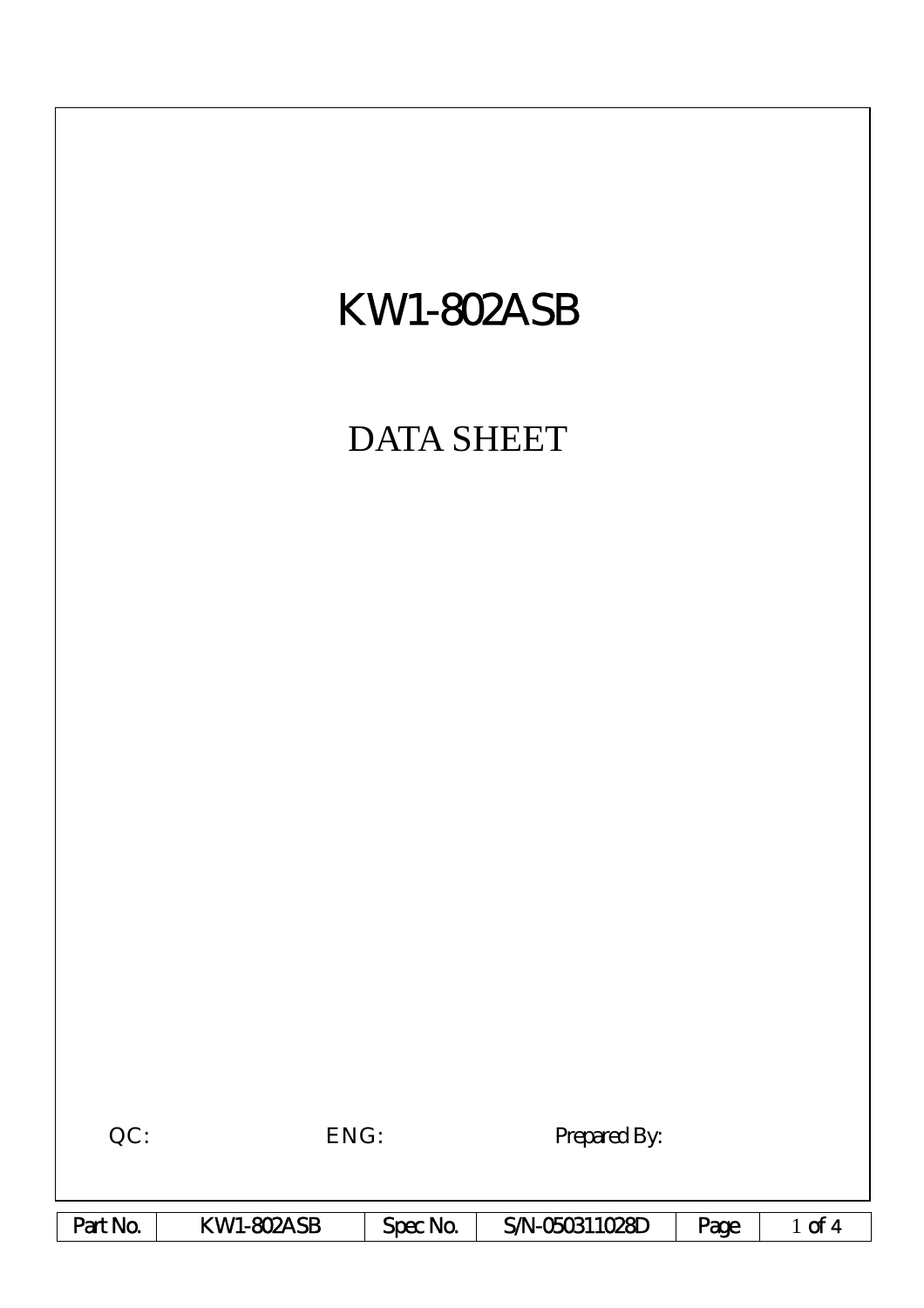# KW1-802ASB

## DATA SHEET

QC: ENG: Prepared By:

| Part No. | KW1-802ASB | Spec No. | S/N-050311028D |
|---|---|---|---|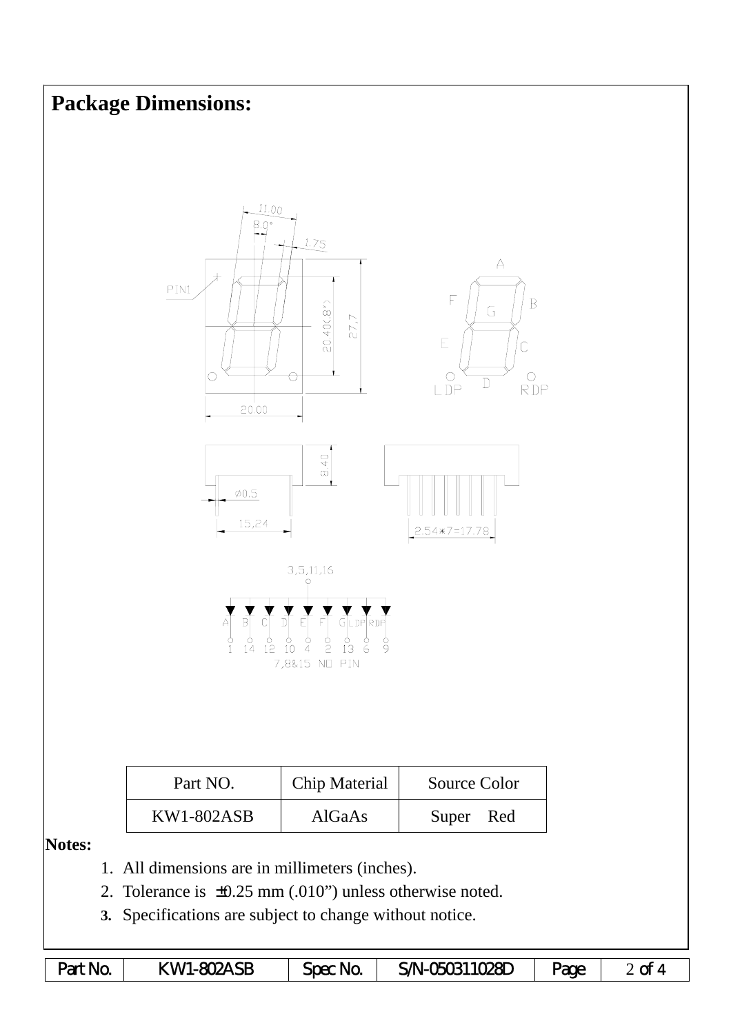## Package Dimensions:

| Part NO. | Chip Material | Source Color |
|---|---|---|
| KW1-802ASB | AlGaAs | Super Red |

**Notes:**

1. All dimensions are in millimeters (inches).
2. Tolerance is ±0.25 mm (.010") unless otherwise noted.
3. Specifications are subject to change without notice.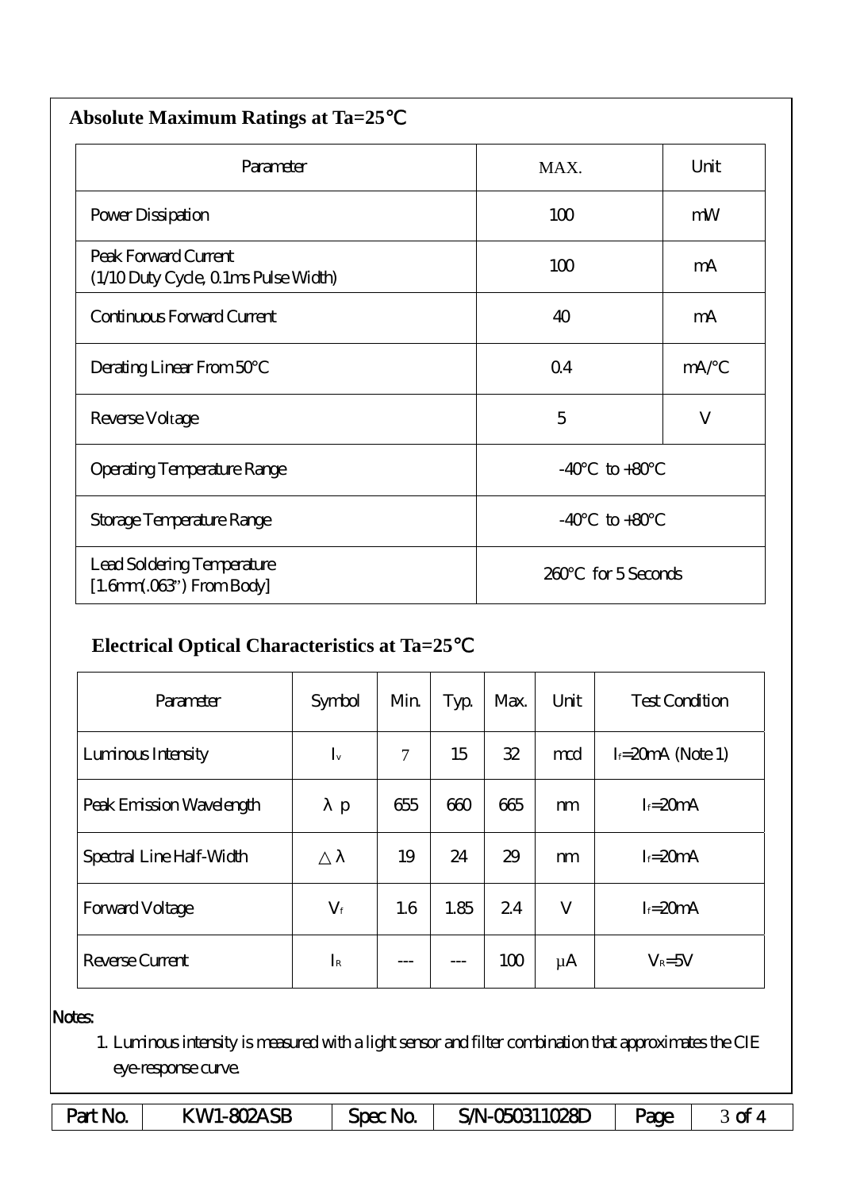## Absolute Maximum Ratings at Ta=25℃

| Parameter | MAX. | Unit |
|---|---|---|
| Power Dissipation | 100 | mW |
| Peak Forward Current (1/10 Duty Cycle, 0.1ms Pulse Width) | 100 | mA |
| Continuous Forward Current | 40 | mA |
| Derating Linear From 50°C | 0.4 | mA/°C |
| Reverse Voltage | 5 | V |
| Operating Temperature Range | -40°C to +80°C | |
| Storage Temperature Range | -40°C to +80°C | |
| Lead Soldering Temperature [1.6mm(.063") From Body] | 260°C for 5 Seconds | |

## Electrical Optical Characteristics at Ta=25℃

| Parameter | Symbol | Min. | Typ. | Max. | Unit | Test Condition |
|---|---|---|---|---|---|---|
| Luminous Intensity | $I_v$ | 7 | 15 | 32 | mcd | $I_f$=20mA (Note 1) |
| Peak Emission Wavelength | $\lambda p$ | 655 | 660 | 665 | nm | $I_f$=20mA |
| Spectral Line Half-Width | $\Delta\lambda$ | 19 | 24 | 29 | nm | $I_f$=20mA |
| Forward Voltage | $V_f$ | 1.6 | 1.85 | 2.4 | V | $I_f$=20mA |
| Reverse Current | $I_R$ | --- | --- | 100 | μA | $V_R$=5V |

Notes:

1. Luminous intensity is measured with a light sensor and filter combination that approximates the CIE eye-response curve.

| Part No. | KW1-802ASB | Spec No. | S/N-050311028D |
|---|---|---|---|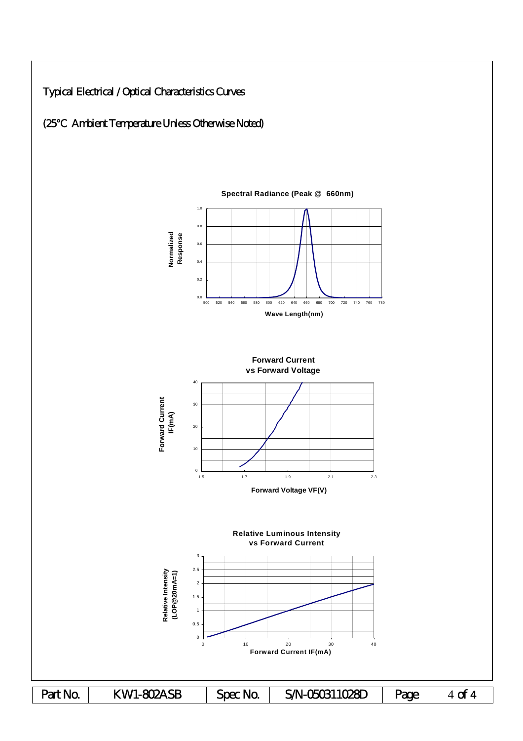# Typical Electrical / Optical Characteristics Curves

(25°C Ambient Temperature Unless Otherwise Noted)

**Spectral Radiance (Peak @ 660nm)**

Normalized Response

1.0
0.8
0.6
0.4
0.2
0.0

500 520 540 560 580 600 620 640 660 680 700 720 740 760 780

**Wave Length(nm)**

**Forward Current vs Forward Voltage**

Forward Current IF(mA)

40
30
20
10
0

1.5 1.7 1.9 2.1 2.3

**Forward Voltage VF(V)**

**Relative Luminous Intensity vs Forward Current**

Relative Intensity (LOP@20mA=1)

3
2.5
2
1.5
1
0.5
0

0 10 20 30 40

**Forward Current IF(mA)**

| Part No. | KW1-802ASB | Spec No. | S/N-050311028D | Page | 4 of 4 |
|---|---|---|---|---|---|